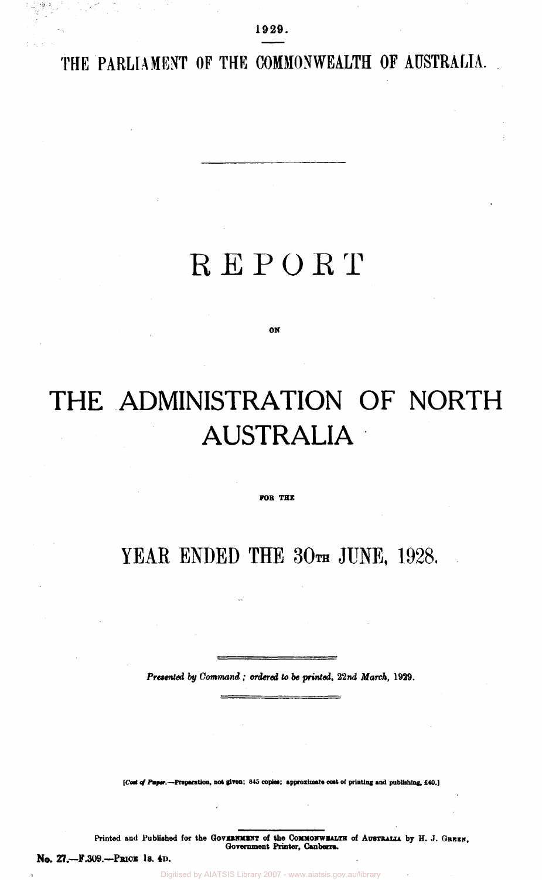1929.

THE PARLIAMENT OF THE COMMONWEALTH OF AUSTRALIA.

# REPORT

ON

# THE ADMINISTRATION OF NORTH AUSTRALIA

FOR THE

## YEAR ENDED THE 30TH JUNE, 1928.

*Presented by Command; ordered to be printed, 22nd March, 1929.*

[*Cost of Paper.*—Preparation, not given; 845 copies; approximate cost of printing and publishing, £40.]

Printed and Published for the GOVERNMENT of the COMMONWEALTH of AUSTRALIA by H. J. GREEN, Government Printer, Canberra.

**No. 27.—F.309.—PRICE 1s. 4D.**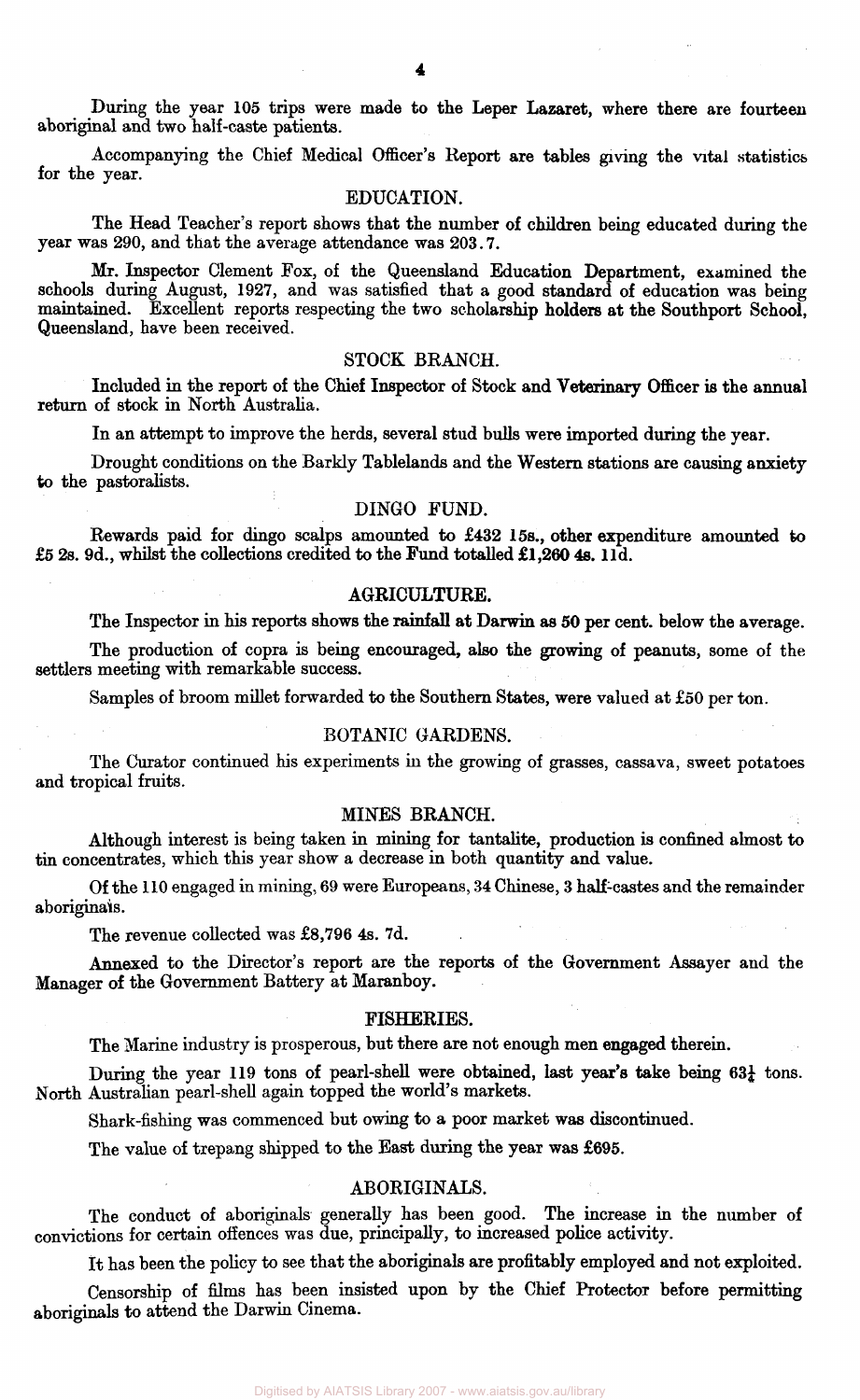During the year 105 trips were made to the Leper Lazaret, where there are fourteen aboriginal and two half-caste patients.

Accompanying the Chief Medical Officer's Report are tables giving the vital statistics for the year.

## EDUCATION.

The Head Teacher's report shows that the number of children being educated during the year was 290, and that the average attendance was 203.7.

Mr. Inspector Clement Fox, of the Queensland Education Department, examined the schools during August, 1927, and was satisfied that a good standard of education was being maintained. Excellent reports respecting the two scholarship holders at the Southport School, Queensland, have been received.

## STOCK BRANCH.

Included in the report of the Chief Inspector of Stock and Veterinary Officer is the annual return of stock in North Australia.

In an attempt to improve the herds, several stud bulls were imported during the year.

Drought conditions on the Barkly Tablelands and the Western stations are causing anxiety to the pastoralists.

## DINGO FUND.

Rewards paid for dingo scalps amounted to £432 15s., other expenditure amounted to £5 2s. 9d., whilst the collections credited to the Fund totalled £1,260 4s. 11d.

## AGRICULTURE.

The Inspector in his reports shows the rainfall at Darwin as 50 per cent. below the average.

The production of copra is being encouraged, also the growing of peanuts, some of the settlers meeting with remarkable success.

Samples of broom millet forwarded to the Southern States, were valued at £50 per ton.

## BOTANIC GARDENS.

The Curator continued his experiments in the growing of grasses, cassava, sweet potatoes and tropical fruits.

## MINES BRANCH.

Although interest is being taken in mining for tantalite, production is confined almost to tin concentrates, which this year show a decrease in both quantity and value.

Of the 110 engaged in mining, 69 were Europeans, 34 Chinese, 3 half-castes and the remainder aboriginals.

The revenue collected was £8,796 4s. 7d.

Annexed to the Director's report are the reports of the Government Assayer and the Manager of the Government Battery at Maranboy.

## FISHERIES.

The Marine industry is prosperous, but there are not enough men engaged therein.

During the year 119 tons of pearl-shell were obtained, last year's take being 63¼ tons. North Australian pearl-shell again topped the world's markets.

Shark-fishing was commenced but owing to a poor market was discontinued.

The value of trepang shipped to the East during the year was £695.

## ABORIGINALS.

The conduct of aboriginals generally has been good. The increase in the number of convictions for certain offences was due, principally, to increased police activity.

It has been the policy to see that the aboriginals are profitably employed and not exploited.

Censorship of films has been insisted upon by the Chief Protector before permitting aboriginals to attend the Darwin Cinema.